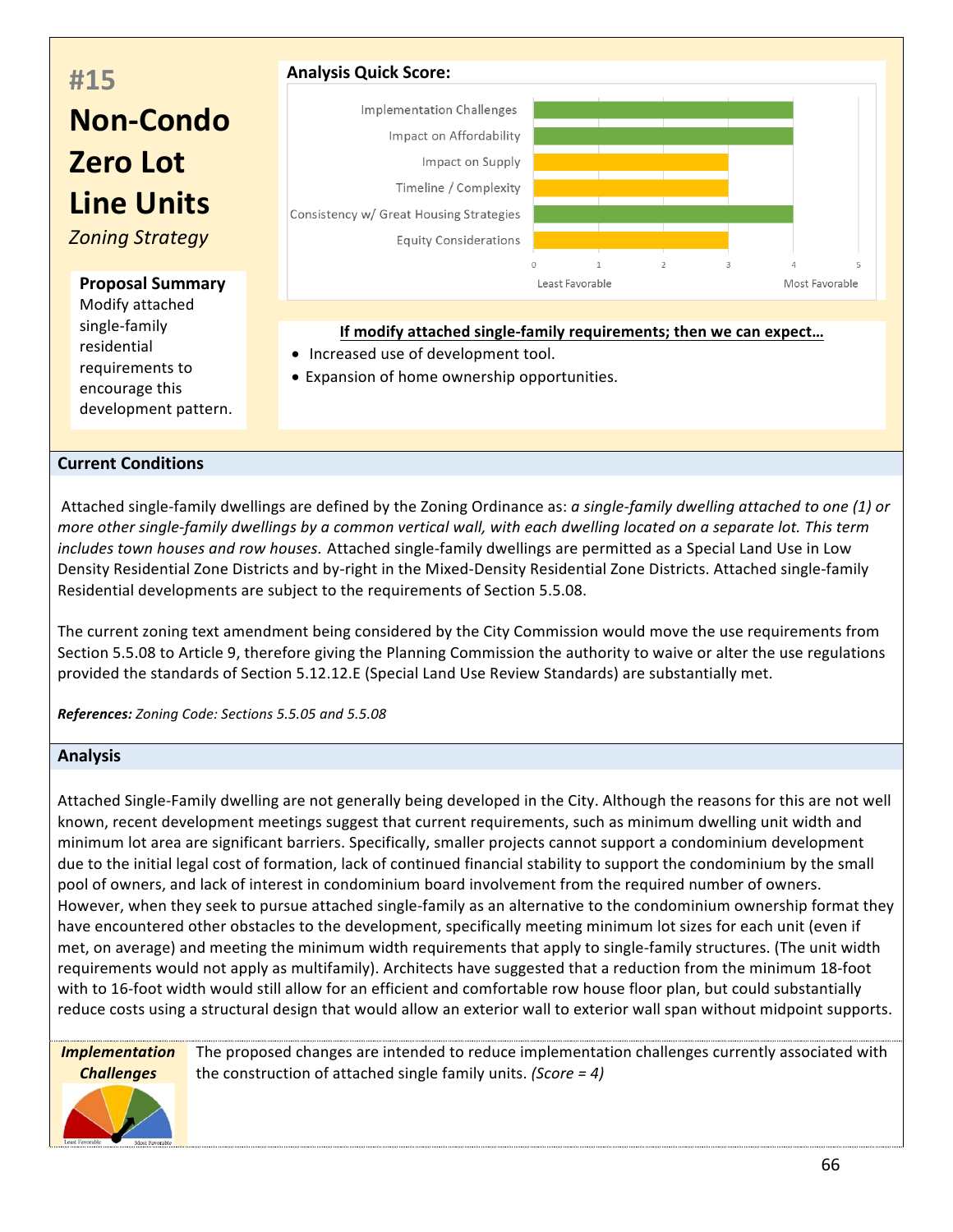# #15 Non-Condo Zero Lot Line Units

*Zoning Strategy*

**Proposal Summary**

Modify attached single-family residential requirements to encourage this development pattern.

**Analysis Quick Score:**

| Category | Score |
|---|---|
| Implementation Challenges | 4 |
| Impact on Affordability | 4 |
| Impact on Supply | 3 |
| Timeline / Complexity | 3 |
| Consistency w/ Great Housing Strategies | 4 |
| Equity Considerations | 3 |

(0 = Least Favorable, 5 = Most Favorable)

**If modify attached single-family requirements; then we can expect…**

- Increased use of development tool.
- Expansion of home ownership opportunities.

## Current Conditions

Attached single-family dwellings are defined by the Zoning Ordinance as: *a single-family dwelling attached to one (1) or more other single-family dwellings by a common vertical wall, with each dwelling located on a separate lot. This term includes town houses and row houses.* Attached single-family dwellings are permitted as a Special Land Use in Low Density Residential Zone Districts and by-right in the Mixed-Density Residential Zone Districts. Attached single-family Residential developments are subject to the requirements of Section 5.5.08.

The current zoning text amendment being considered by the City Commission would move the use requirements from Section 5.5.08 to Article 9, therefore giving the Planning Commission the authority to waive or alter the use regulations provided the standards of Section 5.12.12.E (Special Land Use Review Standards) are substantially met.

***References:*** *Zoning Code: Sections 5.5.05 and 5.5.08*

## Analysis

Attached Single-Family dwelling are not generally being developed in the City. Although the reasons for this are not well known, recent development meetings suggest that current requirements, such as minimum dwelling unit width and minimum lot area are significant barriers. Specifically, smaller projects cannot support a condominium development due to the initial legal cost of formation, lack of continued financial stability to support the condominium by the small pool of owners, and lack of interest in condominium board involvement from the required number of owners. However, when they seek to pursue attached single-family as an alternative to the condominium ownership format they have encountered other obstacles to the development, specifically meeting minimum lot sizes for each unit (even if met, on average) and meeting the minimum width requirements that apply to single-family structures. (The unit width requirements would not apply as multifamily). Architects have suggested that a reduction from the minimum 18-foot with to 16-foot width would still allow for an efficient and comfortable row house floor plan, but could substantially reduce costs using a structural design that would allow an exterior wall to exterior wall span without midpoint supports.

***Implementation Challenges***

The proposed changes are intended to reduce implementation challenges currently associated with the construction of attached single family units. *(Score = 4)*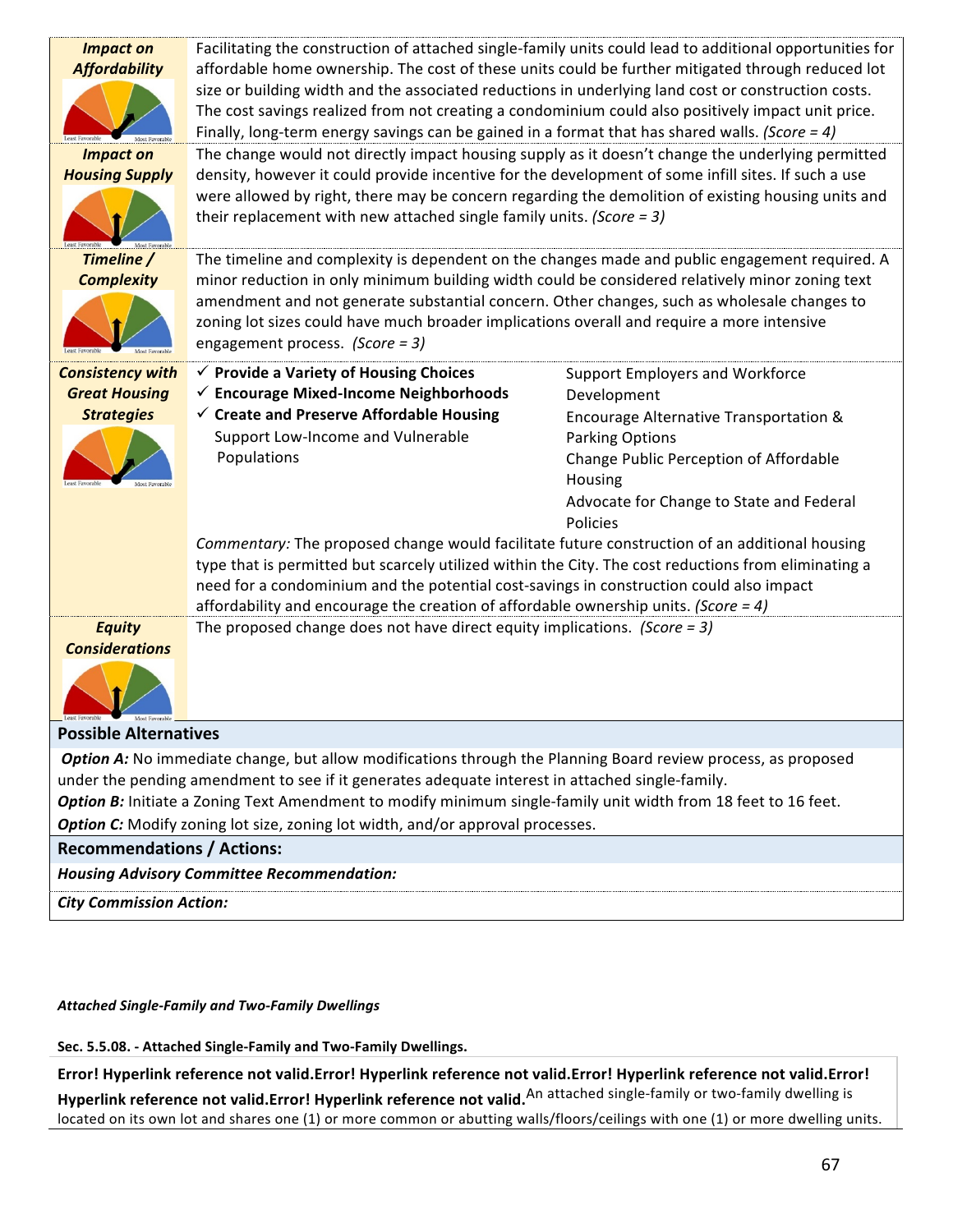| | |
|---|---|
| ***Impact on Affordability*** | Facilitating the construction of attached single-family units could lead to additional opportunities for affordable home ownership. The cost of these units could be further mitigated through reduced lot size or building width and the associated reductions in underlying land cost or construction costs. The cost savings realized from not creating a condominium could also positively impact unit price. Finally, long-term energy savings can be gained in a format that has shared walls. *(Score = 4)* |
| ***Impact on Housing Supply*** | The change would not directly impact housing supply as it doesn't change the underlying permitted density, however it could provide incentive for the development of some infill sites. If such a use were allowed by right, there may be concern regarding the demolition of existing housing units and their replacement with new attached single family units. *(Score = 3)* |
| ***Timeline / Complexity*** | The timeline and complexity is dependent on the changes made and public engagement required. A minor reduction in only minimum building width could be considered relatively minor zoning text amendment and not generate substantial concern. Other changes, such as wholesale changes to zoning lot sizes could have much broader implications overall and require a more intensive engagement process. *(Score = 3)* |
| ***Consistency with Great Housing Strategies*** | ✓ **Provide a Variety of Housing Choices**<br>✓ **Encourage Mixed-Income Neighborhoods**<br>✓ **Create and Preserve Affordable Housing**<br>Support Low-Income and Vulnerable Populations<br>Support Employers and Workforce Development<br>Encourage Alternative Transportation & Parking Options<br>Change Public Perception of Affordable Housing<br>Advocate for Change to State and Federal Policies<br><br>*Commentary:* The proposed change would facilitate future construction of an additional housing type that is permitted but scarcely utilized within the City. The cost reductions from eliminating a need for a condominium and the potential cost-savings in construction could also impact affordability and encourage the creation of affordable ownership units. *(Score = 4)* |
| ***Equity Considerations*** | The proposed change does not have direct equity implications. *(Score = 3)* |

**Possible Alternatives**

***Option A:*** No immediate change, but allow modifications through the Planning Board review process, as proposed under the pending amendment to see if it generates adequate interest in attached single-family.

***Option B:*** Initiate a Zoning Text Amendment to modify minimum single-family unit width from 18 feet to 16 feet.

***Option C:*** Modify zoning lot size, zoning lot width, and/or approval processes.

**Recommendations / Actions:**

***Housing Advisory Committee Recommendation:***

***City Commission Action:***

***Attached Single-Family and Two-Family Dwellings***

**Sec. 5.5.08. - Attached Single-Family and Two-Family Dwellings.**

**Error! Hyperlink reference not valid.Error! Hyperlink reference not valid.Error! Hyperlink reference not valid.Error! Hyperlink reference not valid.Error! Hyperlink reference not valid.** An attached single-family or two-family dwelling is located on its own lot and shares one (1) or more common or abutting walls/floors/ceilings with one (1) or more dwelling units.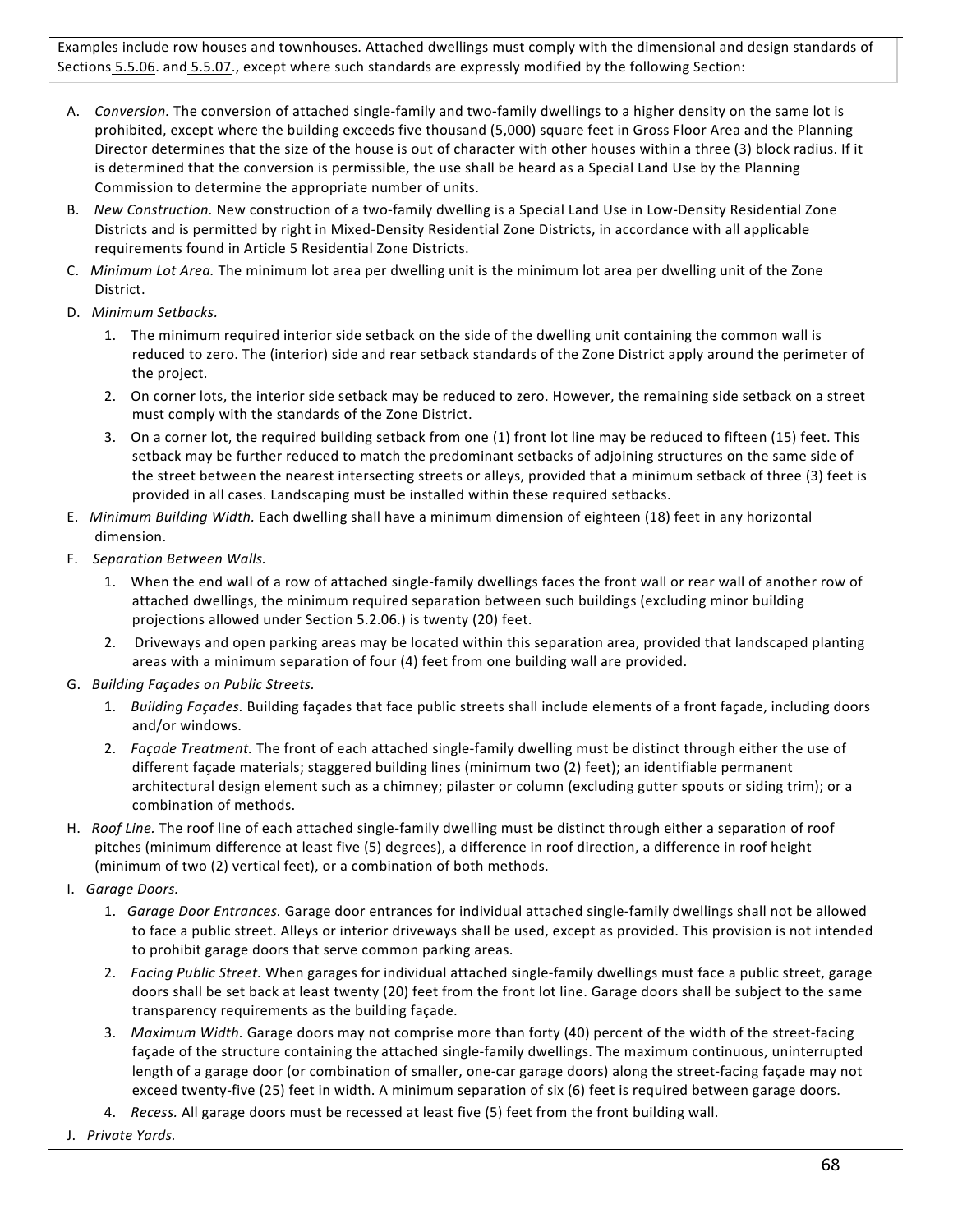Examples include row houses and townhouses. Attached dwellings must comply with the dimensional and design standards of Sections 5.5.06. and 5.5.07., except where such standards are expressly modified by the following Section:

A. *Conversion.* The conversion of attached single-family and two-family dwellings to a higher density on the same lot is prohibited, except where the building exceeds five thousand (5,000) square feet in Gross Floor Area and the Planning Director determines that the size of the house is out of character with other houses within a three (3) block radius. If it is determined that the conversion is permissible, the use shall be heard as a Special Land Use by the Planning Commission to determine the appropriate number of units.

B. *New Construction.* New construction of a two-family dwelling is a Special Land Use in Low-Density Residential Zone Districts and is permitted by right in Mixed-Density Residential Zone Districts, in accordance with all applicable requirements found in Article 5 Residential Zone Districts.

C. *Minimum Lot Area.* The minimum lot area per dwelling unit is the minimum lot area per dwelling unit of the Zone District.

D. *Minimum Setbacks.*
   1. The minimum required interior side setback on the side of the dwelling unit containing the common wall is reduced to zero. The (interior) side and rear setback standards of the Zone District apply around the perimeter of the project.
   2. On corner lots, the interior side setback may be reduced to zero. However, the remaining side setback on a street must comply with the standards of the Zone District.
   3. On a corner lot, the required building setback from one (1) front lot line may be reduced to fifteen (15) feet. This setback may be further reduced to match the predominant setbacks of adjoining structures on the same side of the street between the nearest intersecting streets or alleys, provided that a minimum setback of three (3) feet is provided in all cases. Landscaping must be installed within these required setbacks.

E. *Minimum Building Width.* Each dwelling shall have a minimum dimension of eighteen (18) feet in any horizontal dimension.

F. *Separation Between Walls.*
   1. When the end wall of a row of attached single-family dwellings faces the front wall or rear wall of another row of attached dwellings, the minimum required separation between such buildings (excluding minor building projections allowed under Section 5.2.06.) is twenty (20) feet.
   2. Driveways and open parking areas may be located within this separation area, provided that landscaped planting areas with a minimum separation of four (4) feet from one building wall are provided.

G. *Building Façades on Public Streets.*
   1. *Building Façades.* Building façades that face public streets shall include elements of a front façade, including doors and/or windows.
   2. *Façade Treatment.* The front of each attached single-family dwelling must be distinct through either the use of different façade materials; staggered building lines (minimum two (2) feet); an identifiable permanent architectural design element such as a chimney; pilaster or column (excluding gutter spouts or siding trim); or a combination of methods.

H. *Roof Line.* The roof line of each attached single-family dwelling must be distinct through either a separation of roof pitches (minimum difference at least five (5) degrees), a difference in roof direction, a difference in roof height (minimum of two (2) vertical feet), or a combination of both methods.

I. *Garage Doors.*
   1. *Garage Door Entrances.* Garage door entrances for individual attached single-family dwellings shall not be allowed to face a public street. Alleys or interior driveways shall be used, except as provided. This provision is not intended to prohibit garage doors that serve common parking areas.
   2. *Facing Public Street.* When garages for individual attached single-family dwellings must face a public street, garage doors shall be set back at least twenty (20) feet from the front lot line. Garage doors shall be subject to the same transparency requirements as the building façade.
   3. *Maximum Width.* Garage doors may not comprise more than forty (40) percent of the width of the street-facing façade of the structure containing the attached single-family dwellings. The maximum continuous, uninterrupted length of a garage door (or combination of smaller, one-car garage doors) along the street-facing façade may not exceed twenty-five (25) feet in width. A minimum separation of six (6) feet is required between garage doors.
   4. *Recess.* All garage doors must be recessed at least five (5) feet from the front building wall.

J. *Private Yards.*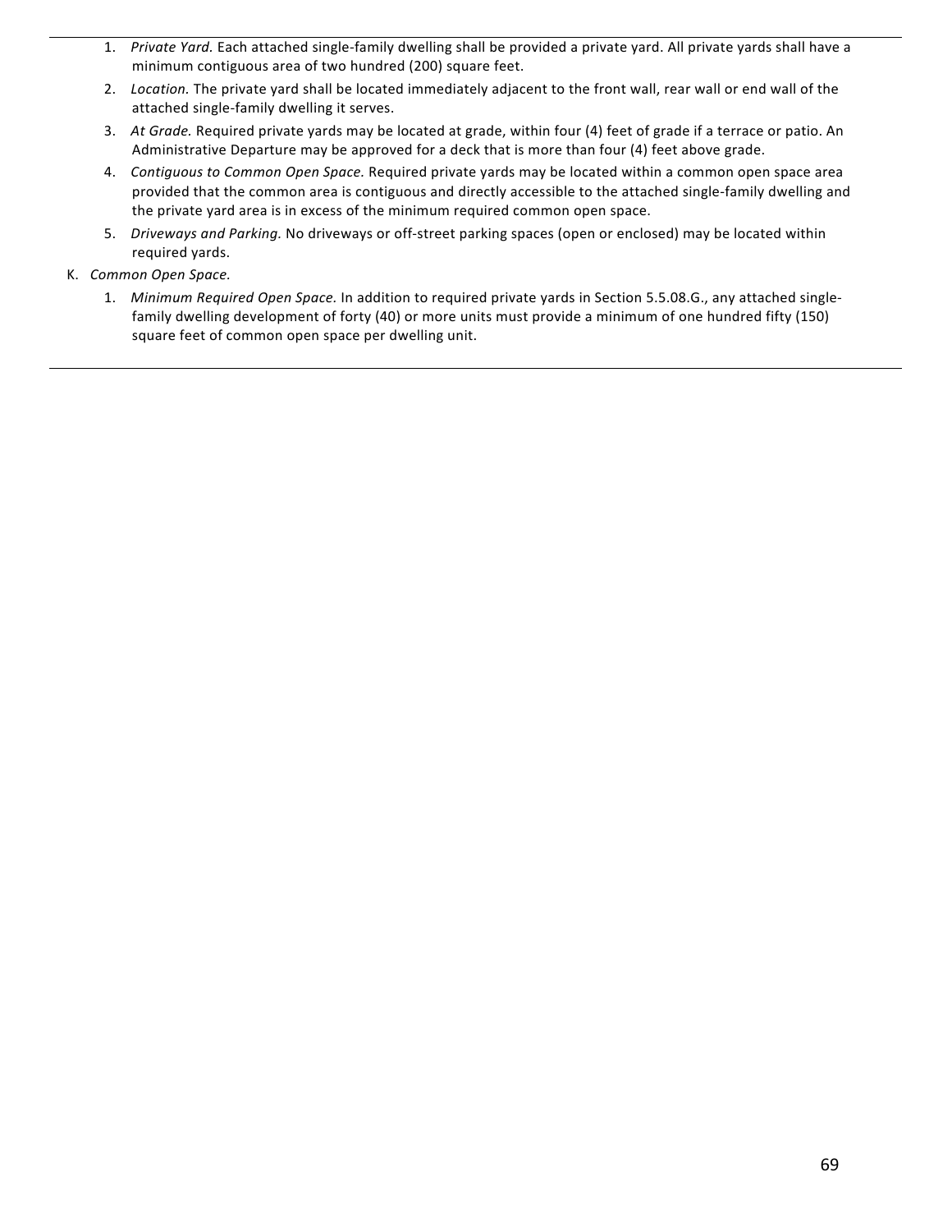1. *Private Yard.* Each attached single-family dwelling shall be provided a private yard. All private yards shall have a minimum contiguous area of two hundred (200) square feet.
2. *Location.* The private yard shall be located immediately adjacent to the front wall, rear wall or end wall of the attached single-family dwelling it serves.
3. *At Grade.* Required private yards may be located at grade, within four (4) feet of grade if a terrace or patio. An Administrative Departure may be approved for a deck that is more than four (4) feet above grade.
4. *Contiguous to Common Open Space.* Required private yards may be located within a common open space area provided that the common area is contiguous and directly accessible to the attached single-family dwelling and the private yard area is in excess of the minimum required common open space.
5. *Driveways and Parking.* No driveways or off-street parking spaces (open or enclosed) may be located within required yards.

K. *Common Open Space.*

1. *Minimum Required Open Space.* In addition to required private yards in Section 5.5.08.G., any attached single-family dwelling development of forty (40) or more units must provide a minimum of one hundred fifty (150) square feet of common open space per dwelling unit.